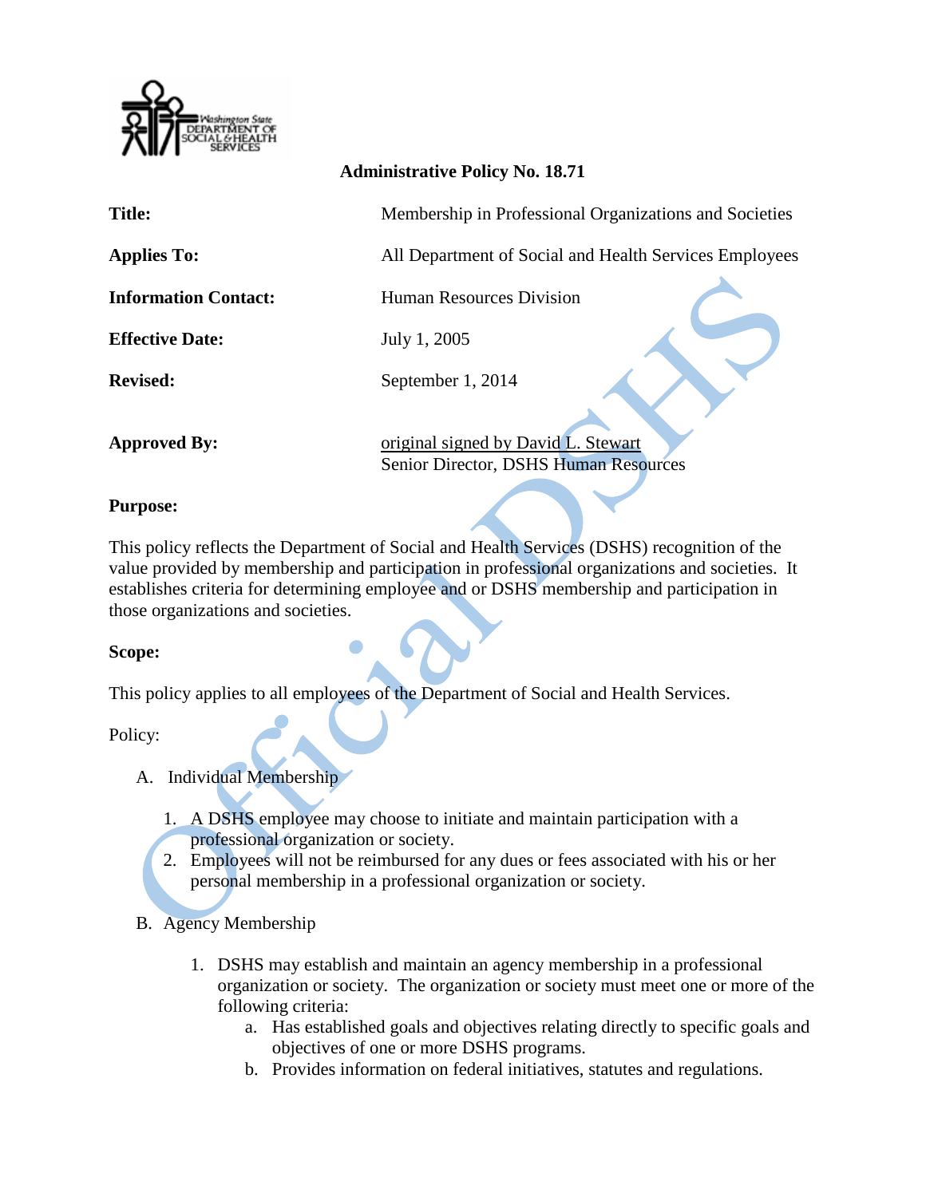**Administrative Policy No. 18.71**

| | |
|---|---|
| **Title:** | Membership in Professional Organizations and Societies |
| **Applies To:** | All Department of Social and Health Services Employees |
| **Information Contact:** | Human Resources Division |
| **Effective Date:** | July 1, 2005 |
| **Revised:** | September 1, 2014 |
| **Approved By:** | original signed by David L. Stewart<br>Senior Director, DSHS Human Resources |

**Purpose:**

This policy reflects the Department of Social and Health Services (DSHS) recognition of the value provided by membership and participation in professional organizations and societies. It establishes criteria for determining employee and or DSHS membership and participation in those organizations and societies.

**Scope:**

This policy applies to all employees of the Department of Social and Health Services.

Policy:

A. Individual Membership

   1. A DSHS employee may choose to initiate and maintain participation with a professional organization or society.
   2. Employees will not be reimbursed for any dues or fees associated with his or her personal membership in a professional organization or society.

B. Agency Membership

   1. DSHS may establish and maintain an agency membership in a professional organization or society. The organization or society must meet one or more of the following criteria:
      a. Has established goals and objectives relating directly to specific goals and objectives of one or more DSHS programs.
      b. Provides information on federal initiatives, statutes and regulations.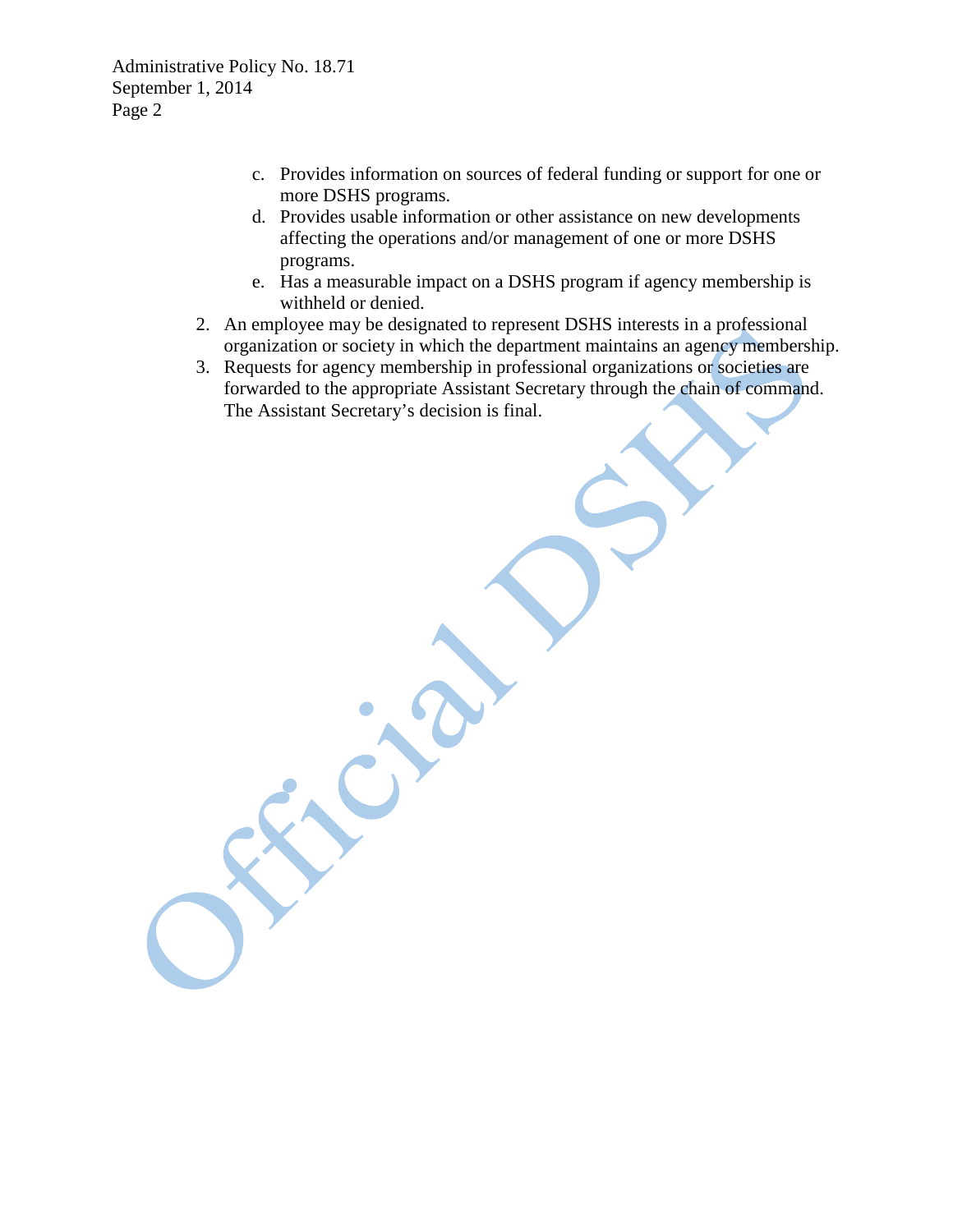c. Provides information on sources of federal funding or support for one or more DSHS programs.
   d. Provides usable information or other assistance on new developments affecting the operations and/or management of one or more DSHS programs.
   e. Has a measurable impact on a DSHS program if agency membership is withheld or denied.
2. An employee may be designated to represent DSHS interests in a professional organization or society in which the department maintains an agency membership.
3. Requests for agency membership in professional organizations or societies are forwarded to the appropriate Assistant Secretary through the chain of command. The Assistant Secretary's decision is final.